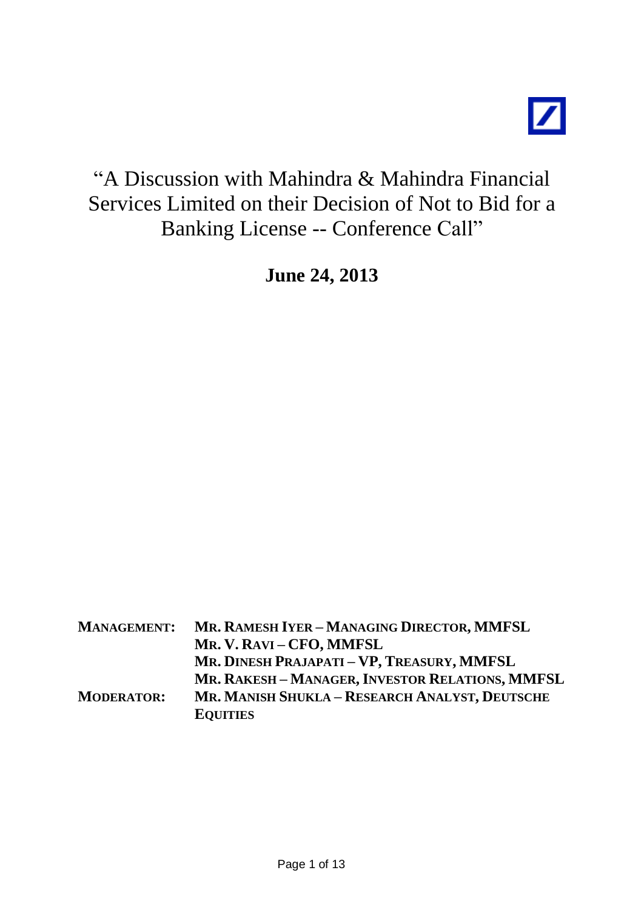# "A Discussion with Mahindra & Mahindra Financial Services Limited on their Decision of Not to Bid for a Banking License -- Conference Call"

**June 24, 2013**

| | |
|---|---|
| **MANAGEMENT:** | **MR. RAMESH IYER – MANAGING DIRECTOR, MMFSL** |
| | **MR. V. RAVI – CFO, MMFSL** |
| | **MR. DINESH PRAJAPATI – VP, TREASURY, MMFSL** |
| | **MR. RAKESH – MANAGER, INVESTOR RELATIONS, MMFSL** |
| **MODERATOR:** | **MR. MANISH SHUKLA – RESEARCH ANALYST, DEUTSCHE EQUITIES** |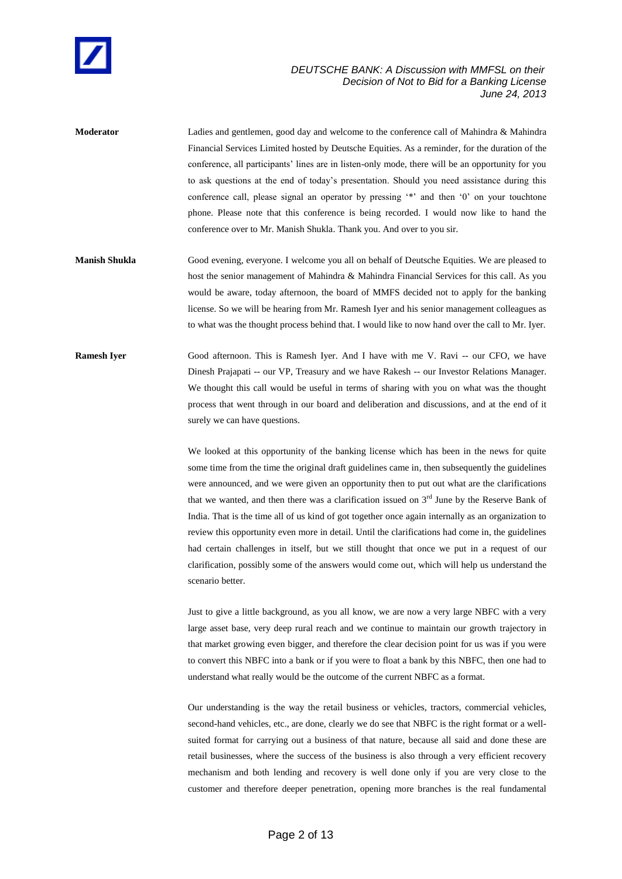**Moderator** Ladies and gentlemen, good day and welcome to the conference call of Mahindra & Mahindra Financial Services Limited hosted by Deutsche Equities. As a reminder, for the duration of the conference, all participants' lines are in listen-only mode, there will be an opportunity for you to ask questions at the end of today's presentation. Should you need assistance during this conference call, please signal an operator by pressing '*' and then '0' on your touchtone phone. Please note that this conference is being recorded. I would now like to hand the conference over to Mr. Manish Shukla. Thank you. And over to you sir.

**Manish Shukla** Good evening, everyone. I welcome you all on behalf of Deutsche Equities. We are pleased to host the senior management of Mahindra & Mahindra Financial Services for this call. As you would be aware, today afternoon, the board of MMFS decided not to apply for the banking license. So we will be hearing from Mr. Ramesh Iyer and his senior management colleagues as to what was the thought process behind that. I would like to now hand over the call to Mr. Iyer.

**Ramesh Iyer** Good afternoon. This is Ramesh Iyer. And I have with me V. Ravi -- our CFO, we have Dinesh Prajapati -- our VP, Treasury and we have Rakesh -- our Investor Relations Manager. We thought this call would be useful in terms of sharing with you on what was the thought process that went through in our board and deliberation and discussions, and at the end of it surely we can have questions.

We looked at this opportunity of the banking license which has been in the news for quite some time from the time the original draft guidelines came in, then subsequently the guidelines were announced, and we were given an opportunity then to put out what are the clarifications that we wanted, and then there was a clarification issued on 3rd June by the Reserve Bank of India. That is the time all of us kind of got together once again internally as an organization to review this opportunity even more in detail. Until the clarifications had come in, the guidelines had certain challenges in itself, but we still thought that once we put in a request of our clarification, possibly some of the answers would come out, which will help us understand the scenario better.

Just to give a little background, as you all know, we are now a very large NBFC with a very large asset base, very deep rural reach and we continue to maintain our growth trajectory in that market growing even bigger, and therefore the clear decision point for us was if you were to convert this NBFC into a bank or if you were to float a bank by this NBFC, then one had to understand what really would be the outcome of the current NBFC as a format.

Our understanding is the way the retail business or vehicles, tractors, commercial vehicles, second-hand vehicles, etc., are done, clearly we do see that NBFC is the right format or a well-suited format for carrying out a business of that nature, because all said and done these are retail businesses, where the success of the business is also through a very efficient recovery mechanism and both lending and recovery is well done only if you are very close to the customer and therefore deeper penetration, opening more branches is the real fundamental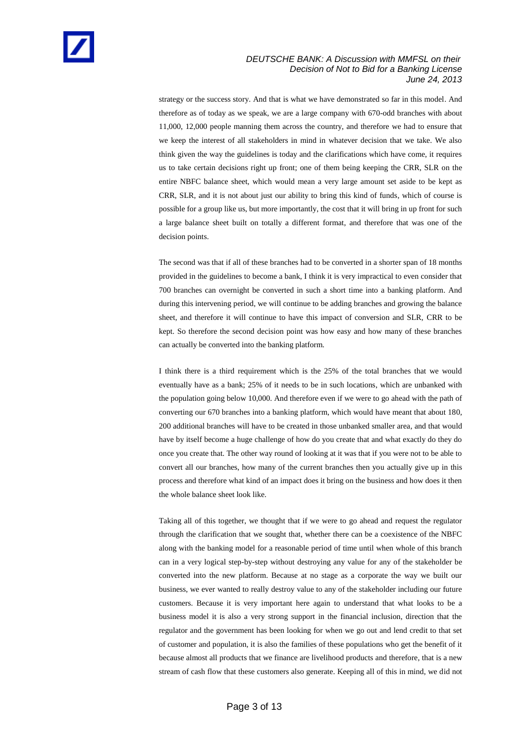strategy or the success story. And that is what we have demonstrated so far in this model. And therefore as of today as we speak, we are a large company with 670-odd branches with about 11,000, 12,000 people manning them across the country, and therefore we had to ensure that we keep the interest of all stakeholders in mind in whatever decision that we take. We also think given the way the guidelines is today and the clarifications which have come, it requires us to take certain decisions right up front; one of them being keeping the CRR, SLR on the entire NBFC balance sheet, which would mean a very large amount set aside to be kept as CRR, SLR, and it is not about just our ability to bring this kind of funds, which of course is possible for a group like us, but more importantly, the cost that it will bring in up front for such a large balance sheet built on totally a different format, and therefore that was one of the decision points.

The second was that if all of these branches had to be converted in a shorter span of 18 months provided in the guidelines to become a bank, I think it is very impractical to even consider that 700 branches can overnight be converted in such a short time into a banking platform. And during this intervening period, we will continue to be adding branches and growing the balance sheet, and therefore it will continue to have this impact of conversion and SLR, CRR to be kept. So therefore the second decision point was how easy and how many of these branches can actually be converted into the banking platform.

I think there is a third requirement which is the 25% of the total branches that we would eventually have as a bank; 25% of it needs to be in such locations, which are unbanked with the population going below 10,000. And therefore even if we were to go ahead with the path of converting our 670 branches into a banking platform, which would have meant that about 180, 200 additional branches will have to be created in those unbanked smaller area, and that would have by itself become a huge challenge of how do you create that and what exactly do they do once you create that. The other way round of looking at it was that if you were not to be able to convert all our branches, how many of the current branches then you actually give up in this process and therefore what kind of an impact does it bring on the business and how does it then the whole balance sheet look like.

Taking all of this together, we thought that if we were to go ahead and request the regulator through the clarification that we sought that, whether there can be a coexistence of the NBFC along with the banking model for a reasonable period of time until when whole of this branch can in a very logical step-by-step without destroying any value for any of the stakeholder be converted into the new platform. Because at no stage as a corporate the way we built our business, we ever wanted to really destroy value to any of the stakeholder including our future customers. Because it is very important here again to understand that what looks to be a business model it is also a very strong support in the financial inclusion, direction that the regulator and the government has been looking for when we go out and lend credit to that set of customer and population, it is also the families of these populations who get the benefit of it because almost all products that we finance are livelihood products and therefore, that is a new stream of cash flow that these customers also generate. Keeping all of this in mind, we did not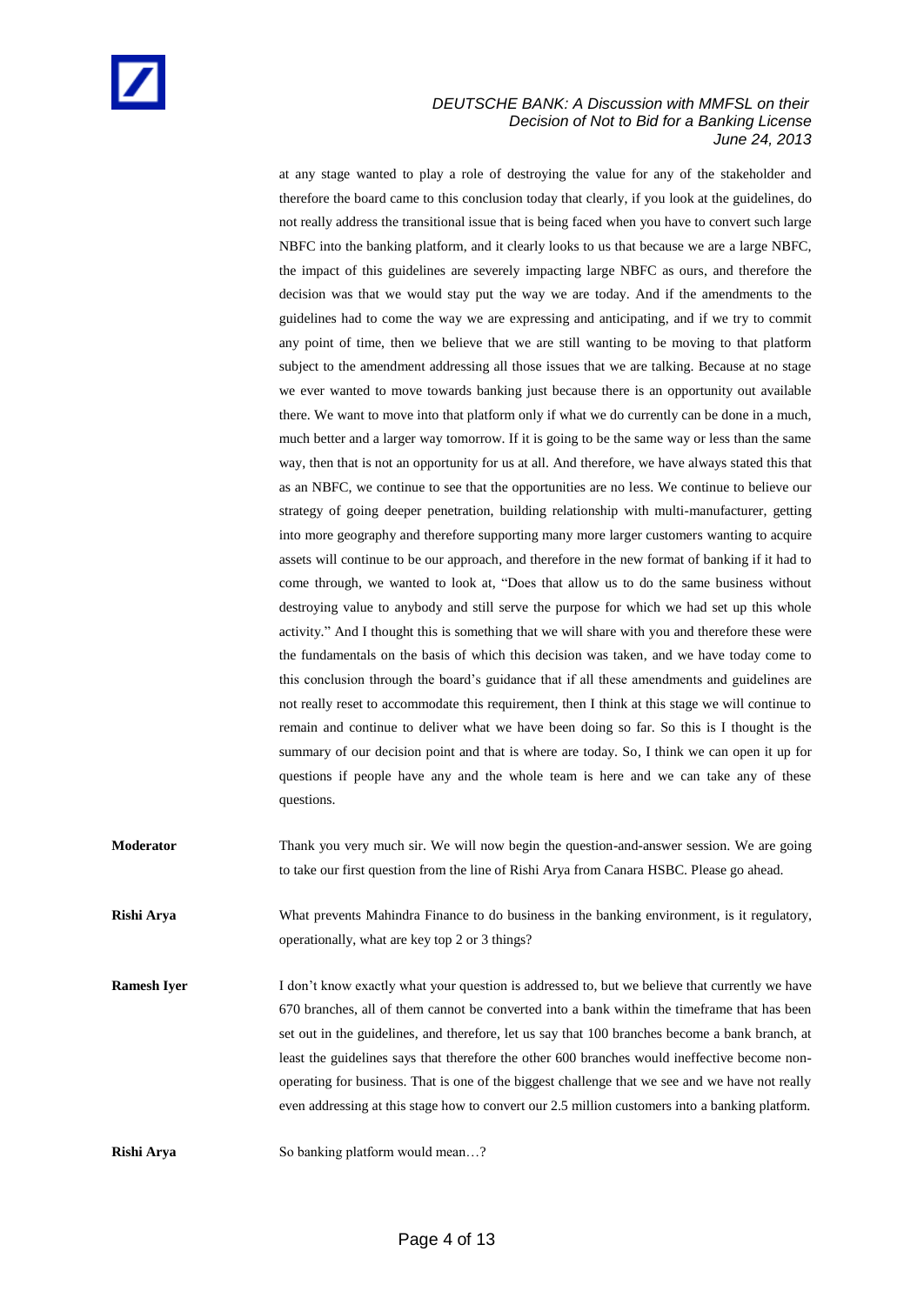at any stage wanted to play a role of destroying the value for any of the stakeholder and therefore the board came to this conclusion today that clearly, if you look at the guidelines, do not really address the transitional issue that is being faced when you have to convert such large NBFC into the banking platform, and it clearly looks to us that because we are a large NBFC, the impact of this guidelines are severely impacting large NBFC as ours, and therefore the decision was that we would stay put the way we are today. And if the amendments to the guidelines had to come the way we are expressing and anticipating, and if we try to commit any point of time, then we believe that we are still wanting to be moving to that platform subject to the amendment addressing all those issues that we are talking. Because at no stage we ever wanted to move towards banking just because there is an opportunity out available there. We want to move into that platform only if what we do currently can be done in a much, much better and a larger way tomorrow. If it is going to be the same way or less than the same way, then that is not an opportunity for us at all. And therefore, we have always stated this that as an NBFC, we continue to see that the opportunities are no less. We continue to believe our strategy of going deeper penetration, building relationship with multi-manufacturer, getting into more geography and therefore supporting many more larger customers wanting to acquire assets will continue to be our approach, and therefore in the new format of banking if it had to come through, we wanted to look at, "Does that allow us to do the same business without destroying value to anybody and still serve the purpose for which we had set up this whole activity." And I thought this is something that we will share with you and therefore these were the fundamentals on the basis of which this decision was taken, and we have today come to this conclusion through the board's guidance that if all these amendments and guidelines are not really reset to accommodate this requirement, then I think at this stage we will continue to remain and continue to deliver what we have been doing so far. So this is I thought is the summary of our decision point and that is where are today. So, I think we can open it up for questions if people have any and the whole team is here and we can take any of these questions.

**Moderator** Thank you very much sir. We will now begin the question-and-answer session. We are going to take our first question from the line of Rishi Arya from Canara HSBC. Please go ahead.

**Rishi Arya** What prevents Mahindra Finance to do business in the banking environment, is it regulatory, operationally, what are key top 2 or 3 things?

**Ramesh Iyer** I don't know exactly what your question is addressed to, but we believe that currently we have 670 branches, all of them cannot be converted into a bank within the timeframe that has been set out in the guidelines, and therefore, let us say that 100 branches become a bank branch, at least the guidelines says that therefore the other 600 branches would ineffective become non-operating for business. That is one of the biggest challenge that we see and we have not really even addressing at this stage how to convert our 2.5 million customers into a banking platform.

**Rishi Arya** So banking platform would mean…?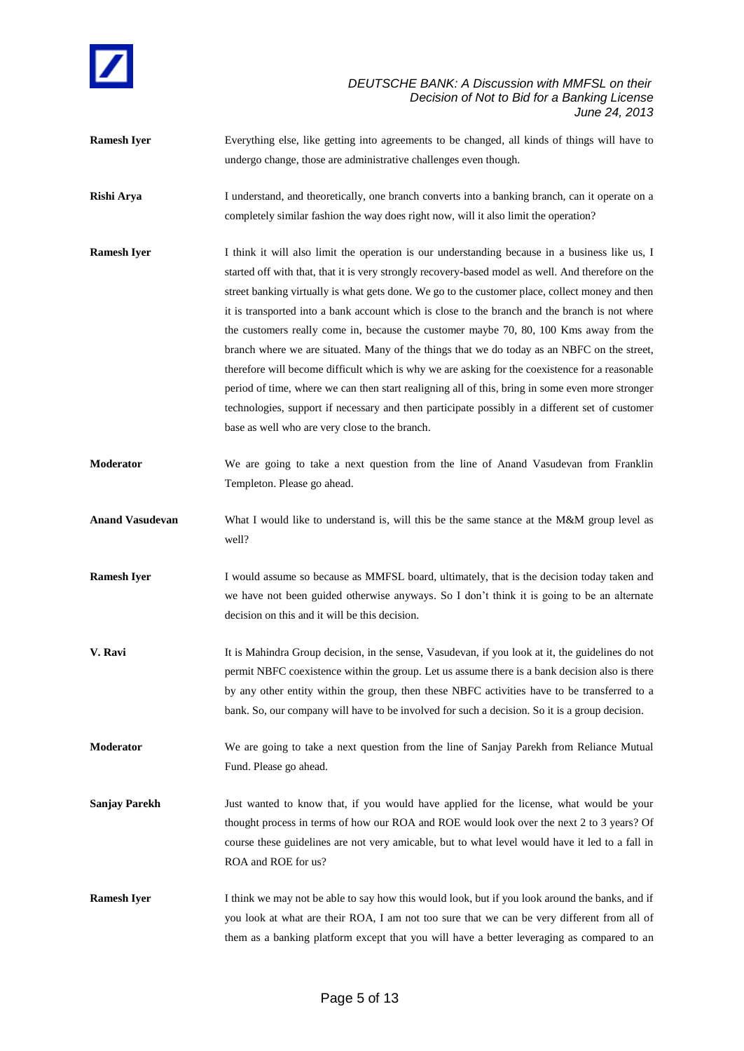**Ramesh Iyer** Everything else, like getting into agreements to be changed, all kinds of things will have to undergo change, those are administrative challenges even though.

**Rishi Arya** I understand, and theoretically, one branch converts into a banking branch, can it operate on a completely similar fashion the way does right now, will it also limit the operation?

**Ramesh Iyer** I think it will also limit the operation is our understanding because in a business like us, I started off with that, that it is very strongly recovery-based model as well. And therefore on the street banking virtually is what gets done. We go to the customer place, collect money and then it is transported into a bank account which is close to the branch and the branch is not where the customers really come in, because the customer maybe 70, 80, 100 Kms away from the branch where we are situated. Many of the things that we do today as an NBFC on the street, therefore will become difficult which is why we are asking for the coexistence for a reasonable period of time, where we can then start realigning all of this, bring in some even more stronger technologies, support if necessary and then participate possibly in a different set of customer base as well who are very close to the branch.

**Moderator** We are going to take a next question from the line of Anand Vasudevan from Franklin Templeton. Please go ahead.

**Anand Vasudevan** What I would like to understand is, will this be the same stance at the M&M group level as well?

**Ramesh Iyer** I would assume so because as MMFSL board, ultimately, that is the decision today taken and we have not been guided otherwise anyways. So I don't think it is going to be an alternate decision on this and it will be this decision.

**V. Ravi** It is Mahindra Group decision, in the sense, Vasudevan, if you look at it, the guidelines do not permit NBFC coexistence within the group. Let us assume there is a bank decision also is there by any other entity within the group, then these NBFC activities have to be transferred to a bank. So, our company will have to be involved for such a decision. So it is a group decision.

**Moderator** We are going to take a next question from the line of Sanjay Parekh from Reliance Mutual Fund. Please go ahead.

**Sanjay Parekh** Just wanted to know that, if you would have applied for the license, what would be your thought process in terms of how our ROA and ROE would look over the next 2 to 3 years? Of course these guidelines are not very amicable, but to what level would have it led to a fall in ROA and ROE for us?

**Ramesh Iyer** I think we may not be able to say how this would look, but if you look around the banks, and if you look at what are their ROA, I am not too sure that we can be very different from all of them as a banking platform except that you will have a better leveraging as compared to an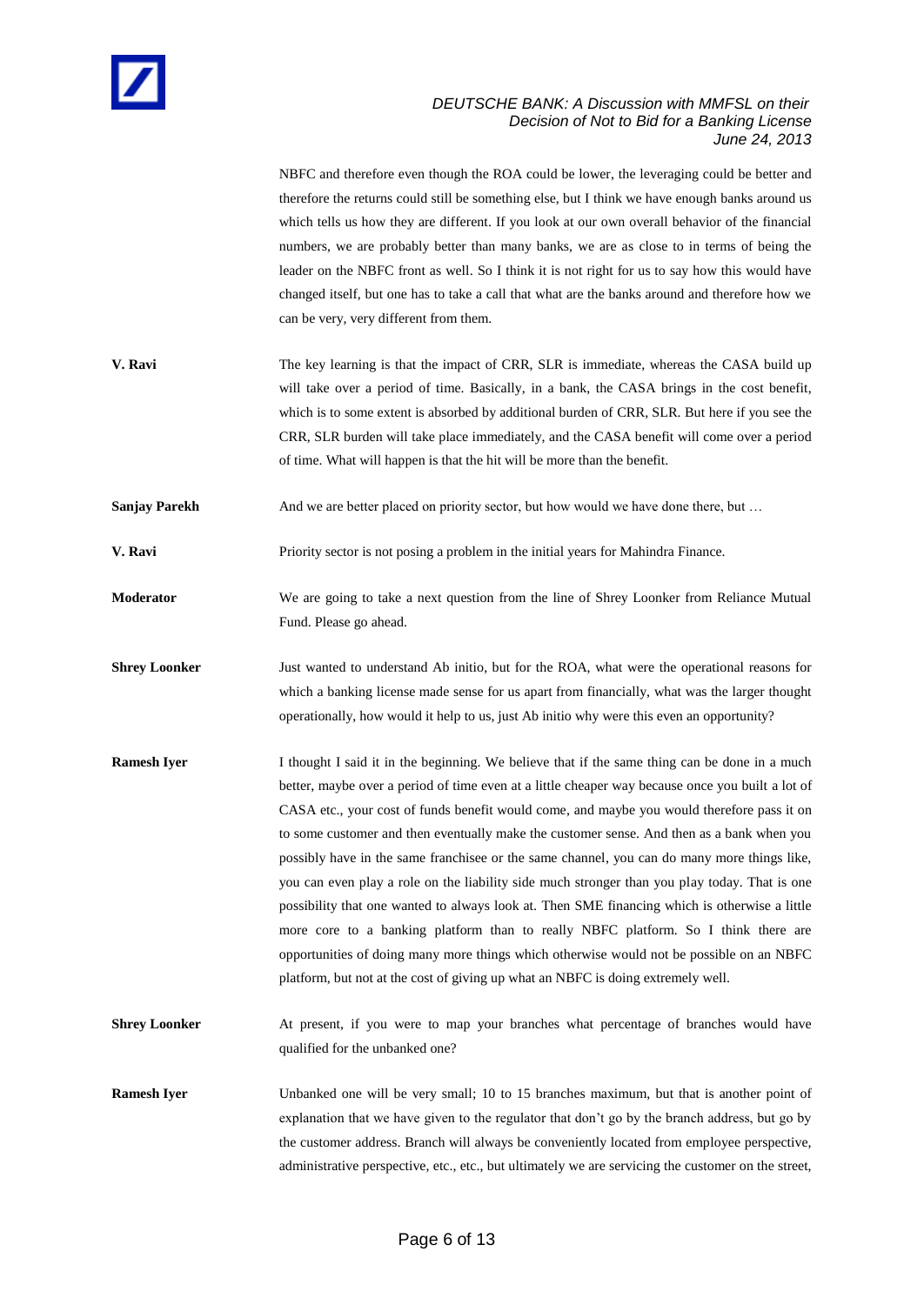NBFC and therefore even though the ROA could be lower, the leveraging could be better and therefore the returns could still be something else, but I think we have enough banks around us which tells us how they are different. If you look at our own overall behavior of the financial numbers, we are probably better than many banks, we are as close to in terms of being the leader on the NBFC front as well. So I think it is not right for us to say how this would have changed itself, but one has to take a call that what are the banks around and therefore how we can be very, very different from them.

**V. Ravi** The key learning is that the impact of CRR, SLR is immediate, whereas the CASA build up will take over a period of time. Basically, in a bank, the CASA brings in the cost benefit, which is to some extent is absorbed by additional burden of CRR, SLR. But here if you see the CRR, SLR burden will take place immediately, and the CASA benefit will come over a period of time. What will happen is that the hit will be more than the benefit.

**Sanjay Parekh** And we are better placed on priority sector, but how would we have done there, but …

**V. Ravi** Priority sector is not posing a problem in the initial years for Mahindra Finance.

**Moderator** We are going to take a next question from the line of Shrey Loonker from Reliance Mutual Fund. Please go ahead.

**Shrey Loonker** Just wanted to understand Ab initio, but for the ROA, what were the operational reasons for which a banking license made sense for us apart from financially, what was the larger thought operationally, how would it help to us, just Ab initio why were this even an opportunity?

**Ramesh Iyer** I thought I said it in the beginning. We believe that if the same thing can be done in a much better, maybe over a period of time even at a little cheaper way because once you built a lot of CASA etc., your cost of funds benefit would come, and maybe you would therefore pass it on to some customer and then eventually make the customer sense. And then as a bank when you possibly have in the same franchisee or the same channel, you can do many more things like, you can even play a role on the liability side much stronger than you play today. That is one possibility that one wanted to always look at. Then SME financing which is otherwise a little more core to a banking platform than to really NBFC platform. So I think there are opportunities of doing many more things which otherwise would not be possible on an NBFC platform, but not at the cost of giving up what an NBFC is doing extremely well.

**Shrey Loonker** At present, if you were to map your branches what percentage of branches would have qualified for the unbanked one?

**Ramesh Iyer** Unbanked one will be very small; 10 to 15 branches maximum, but that is another point of explanation that we have given to the regulator that don't go by the branch address, but go by the customer address. Branch will always be conveniently located from employee perspective, administrative perspective, etc., etc., but ultimately we are servicing the customer on the street,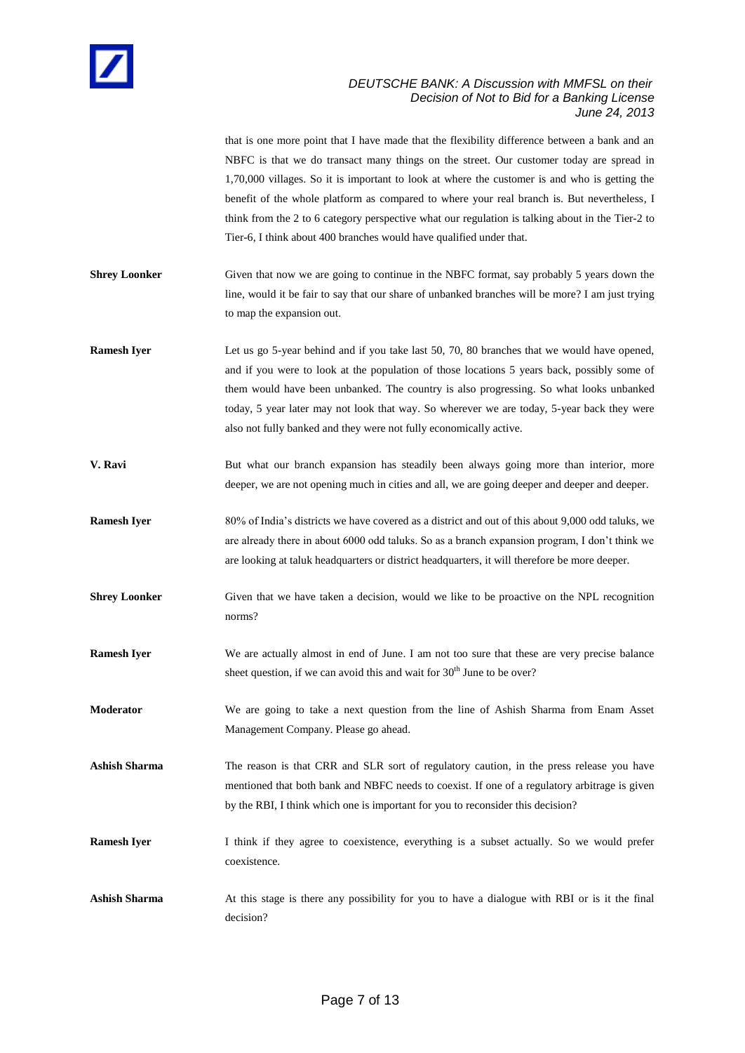that is one more point that I have made that the flexibility difference between a bank and an NBFC is that we do transact many things on the street. Our customer today are spread in 1,70,000 villages. So it is important to look at where the customer is and who is getting the benefit of the whole platform as compared to where your real branch is. But nevertheless, I think from the 2 to 6 category perspective what our regulation is talking about in the Tier-2 to Tier-6, I think about 400 branches would have qualified under that.

**Shrey Loonker**: Given that now we are going to continue in the NBFC format, say probably 5 years down the line, would it be fair to say that our share of unbanked branches will be more? I am just trying to map the expansion out.

**Ramesh Iyer**: Let us go 5-year behind and if you take last 50, 70, 80 branches that we would have opened, and if you were to look at the population of those locations 5 years back, possibly some of them would have been unbanked. The country is also progressing. So what looks unbanked today, 5 year later may not look that way. So wherever we are today, 5-year back they were also not fully banked and they were not fully economically active.

**V. Ravi**: But what our branch expansion has steadily been always going more than interior, more deeper, we are not opening much in cities and all, we are going deeper and deeper and deeper.

**Ramesh Iyer**: 80% of India's districts we have covered as a district and out of this about 9,000 odd taluks, we are already there in about 6000 odd taluks. So as a branch expansion program, I don't think we are looking at taluk headquarters or district headquarters, it will therefore be more deeper.

**Shrey Loonker**: Given that we have taken a decision, would we like to be proactive on the NPL recognition norms?

**Ramesh Iyer**: We are actually almost in end of June. I am not too sure that these are very precise balance sheet question, if we can avoid this and wait for 30th June to be over?

**Moderator**: We are going to take a next question from the line of Ashish Sharma from Enam Asset Management Company. Please go ahead.

**Ashish Sharma**: The reason is that CRR and SLR sort of regulatory caution, in the press release you have mentioned that both bank and NBFC needs to coexist. If one of a regulatory arbitrage is given by the RBI, I think which one is important for you to reconsider this decision?

**Ramesh Iyer**: I think if they agree to coexistence, everything is a subset actually. So we would prefer coexistence.

**Ashish Sharma**: At this stage is there any possibility for you to have a dialogue with RBI or is it the final decision?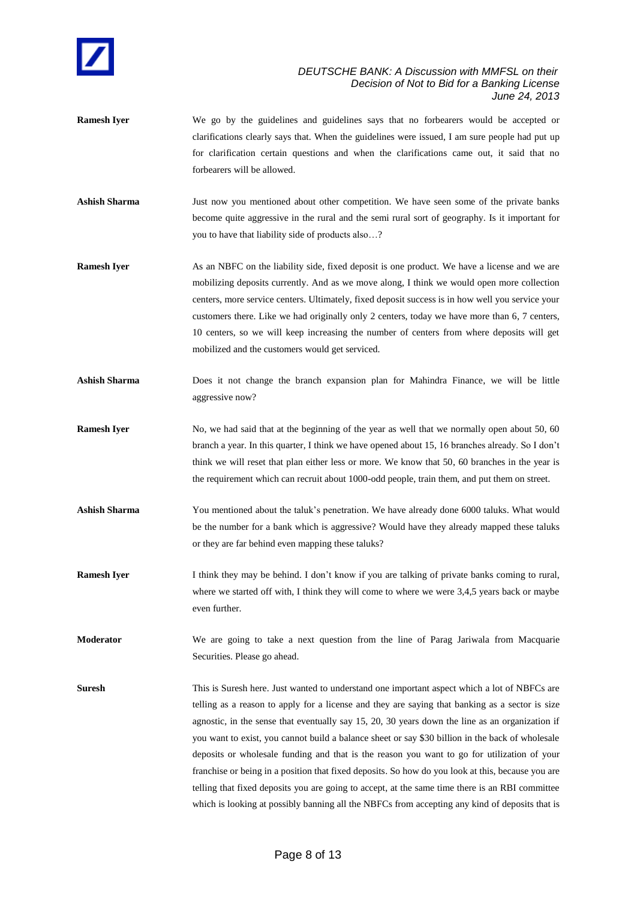**Ramesh Iyer** We go by the guidelines and guidelines says that no forbearers would be accepted or clarifications clearly says that. When the guidelines were issued, I am sure people had put up for clarification certain questions and when the clarifications came out, it said that no forbearers will be allowed.

**Ashish Sharma** Just now you mentioned about other competition. We have seen some of the private banks become quite aggressive in the rural and the semi rural sort of geography. Is it important for you to have that liability side of products also…?

**Ramesh Iyer** As an NBFC on the liability side, fixed deposit is one product. We have a license and we are mobilizing deposits currently. And as we move along, I think we would open more collection centers, more service centers. Ultimately, fixed deposit success is in how well you service your customers there. Like we had originally only 2 centers, today we have more than 6, 7 centers, 10 centers, so we will keep increasing the number of centers from where deposits will get mobilized and the customers would get serviced.

**Ashish Sharma** Does it not change the branch expansion plan for Mahindra Finance, we will be little aggressive now?

**Ramesh Iyer** No, we had said that at the beginning of the year as well that we normally open about 50, 60 branch a year. In this quarter, I think we have opened about 15, 16 branches already. So I don't think we will reset that plan either less or more. We know that 50, 60 branches in the year is the requirement which can recruit about 1000-odd people, train them, and put them on street.

**Ashish Sharma** You mentioned about the taluk's penetration. We have already done 6000 taluks. What would be the number for a bank which is aggressive? Would have they already mapped these taluks or they are far behind even mapping these taluks?

**Ramesh Iyer** I think they may be behind. I don't know if you are talking of private banks coming to rural, where we started off with, I think they will come to where we were 3,4,5 years back or maybe even further.

**Moderator** We are going to take a next question from the line of Parag Jariwala from Macquarie Securities. Please go ahead.

**Suresh** This is Suresh here. Just wanted to understand one important aspect which a lot of NBFCs are telling as a reason to apply for a license and they are saying that banking as a sector is size agnostic, in the sense that eventually say 15, 20, 30 years down the line as an organization if you want to exist, you cannot build a balance sheet or say $30 billion in the back of wholesale deposits or wholesale funding and that is the reason you want to go for utilization of your franchise or being in a position that fixed deposits. So how do you look at this, because you are telling that fixed deposits you are going to accept, at the same time there is an RBI committee which is looking at possibly banning all the NBFCs from accepting any kind of deposits that is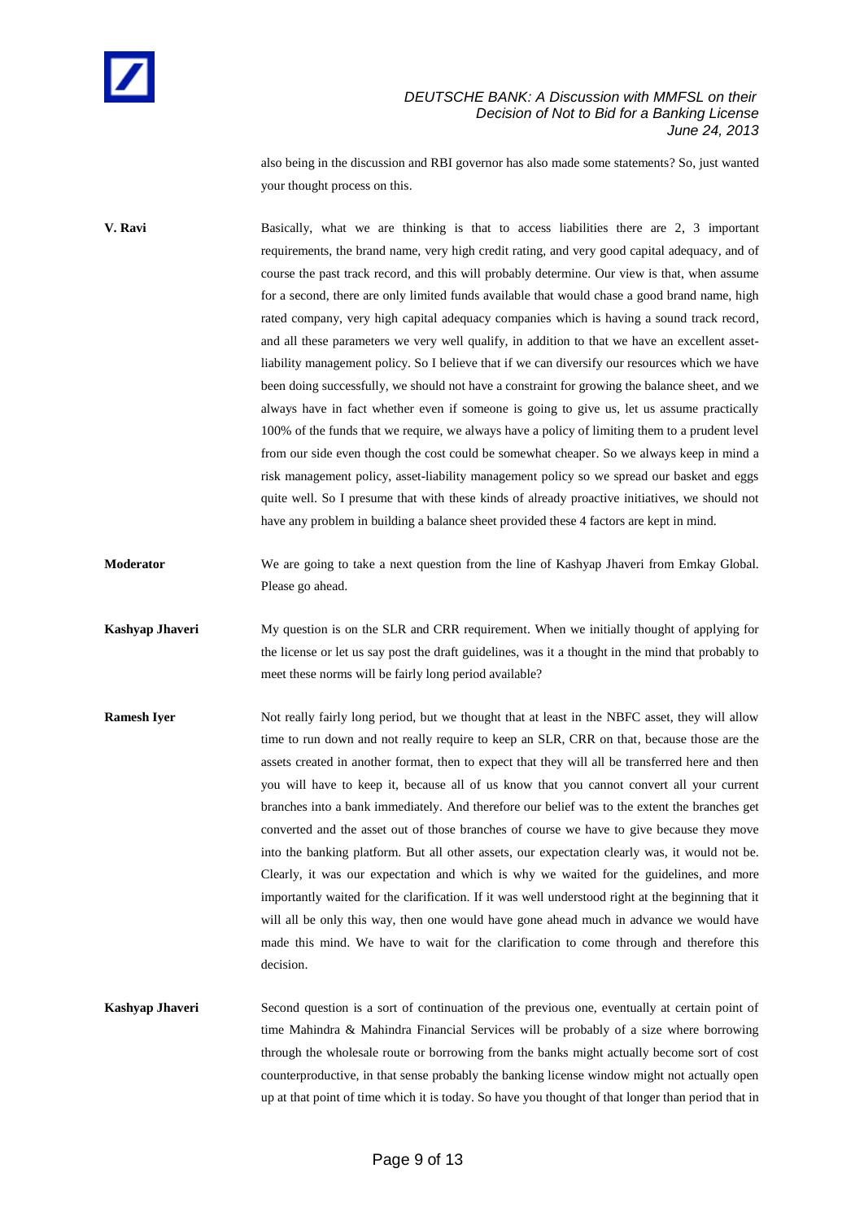also being in the discussion and RBI governor has also made some statements? So, just wanted your thought process on this.

**V. Ravi** Basically, what we are thinking is that to access liabilities there are 2, 3 important requirements, the brand name, very high credit rating, and very good capital adequacy, and of course the past track record, and this will probably determine. Our view is that, when assume for a second, there are only limited funds available that would chase a good brand name, high rated company, very high capital adequacy companies which is having a sound track record, and all these parameters we very well qualify, in addition to that we have an excellent asset-liability management policy. So I believe that if we can diversify our resources which we have been doing successfully, we should not have a constraint for growing the balance sheet, and we always have in fact whether even if someone is going to give us, let us assume practically 100% of the funds that we require, we always have a policy of limiting them to a prudent level from our side even though the cost could be somewhat cheaper. So we always keep in mind a risk management policy, asset-liability management policy so we spread our basket and eggs quite well. So I presume that with these kinds of already proactive initiatives, we should not have any problem in building a balance sheet provided these 4 factors are kept in mind.

**Moderator** We are going to take a next question from the line of Kashyap Jhaveri from Emkay Global. Please go ahead.

**Kashyap Jhaveri** My question is on the SLR and CRR requirement. When we initially thought of applying for the license or let us say post the draft guidelines, was it a thought in the mind that probably to meet these norms will be fairly long period available?

**Ramesh Iyer** Not really fairly long period, but we thought that at least in the NBFC asset, they will allow time to run down and not really require to keep an SLR, CRR on that, because those are the assets created in another format, then to expect that they will all be transferred here and then you will have to keep it, because all of us know that you cannot convert all your current branches into a bank immediately. And therefore our belief was to the extent the branches get converted and the asset out of those branches of course we have to give because they move into the banking platform. But all other assets, our expectation clearly was, it would not be. Clearly, it was our expectation and which is why we waited for the guidelines, and more importantly waited for the clarification. If it was well understood right at the beginning that it will all be only this way, then one would have gone ahead much in advance we would have made this mind. We have to wait for the clarification to come through and therefore this decision.

**Kashyap Jhaveri** Second question is a sort of continuation of the previous one, eventually at certain point of time Mahindra & Mahindra Financial Services will be probably of a size where borrowing through the wholesale route or borrowing from the banks might actually become sort of cost counterproductive, in that sense probably the banking license window might not actually open up at that point of time which it is today. So have you thought of that longer than period that in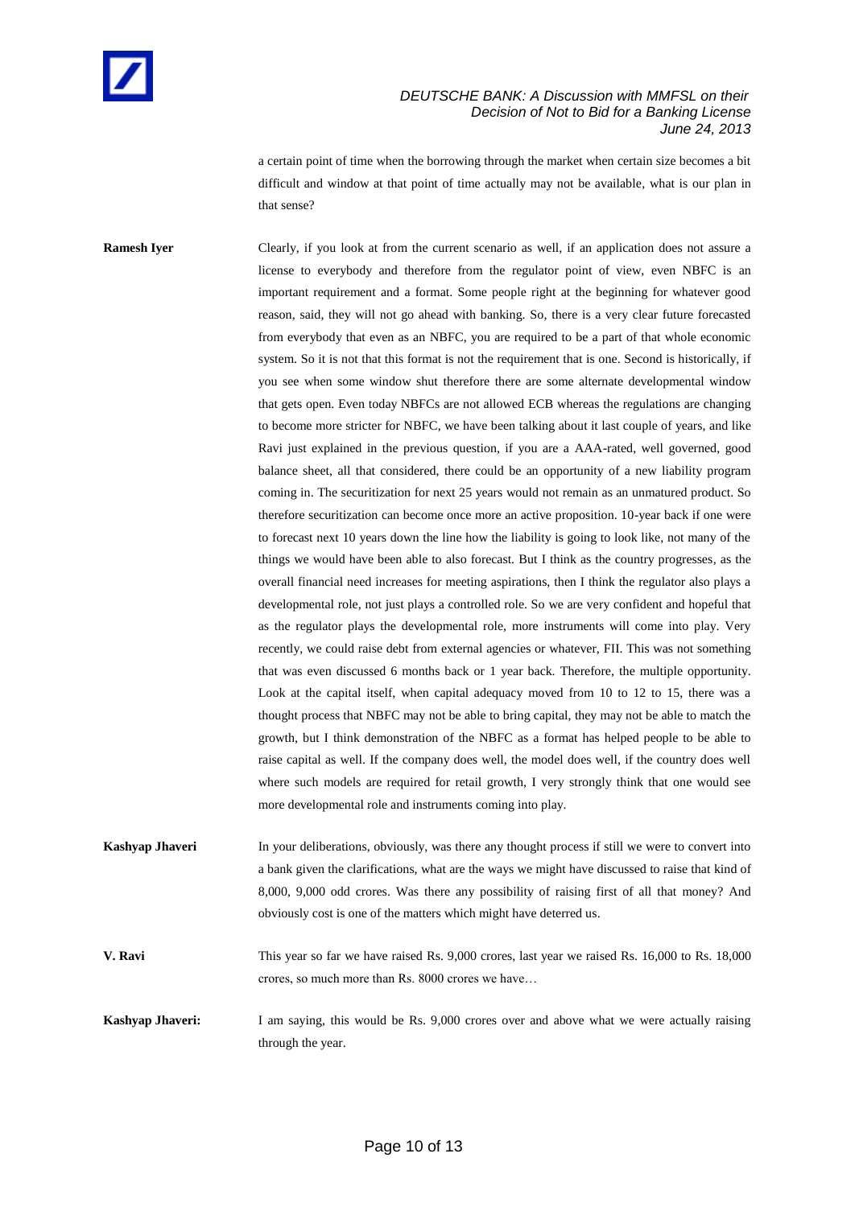a certain point of time when the borrowing through the market when certain size becomes a bit difficult and window at that point of time actually may not be available, what is our plan in that sense?

**Ramesh Iyer** Clearly, if you look at from the current scenario as well, if an application does not assure a license to everybody and therefore from the regulator point of view, even NBFC is an important requirement and a format. Some people right at the beginning for whatever good reason, said, they will not go ahead with banking. So, there is a very clear future forecasted from everybody that even as an NBFC, you are required to be a part of that whole economic system. So it is not that this format is not the requirement that is one. Second is historically, if you see when some window shut therefore there are some alternate developmental window that gets open. Even today NBFCs are not allowed ECB whereas the regulations are changing to become more stricter for NBFC, we have been talking about it last couple of years, and like Ravi just explained in the previous question, if you are a AAA-rated, well governed, good balance sheet, all that considered, there could be an opportunity of a new liability program coming in. The securitization for next 25 years would not remain as an unmatured product. So therefore securitization can become once more an active proposition. 10-year back if one were to forecast next 10 years down the line how the liability is going to look like, not many of the things we would have been able to also forecast. But I think as the country progresses, as the overall financial need increases for meeting aspirations, then I think the regulator also plays a developmental role, not just plays a controlled role. So we are very confident and hopeful that as the regulator plays the developmental role, more instruments will come into play. Very recently, we could raise debt from external agencies or whatever, FII. This was not something that was even discussed 6 months back or 1 year back. Therefore, the multiple opportunity. Look at the capital itself, when capital adequacy moved from 10 to 12 to 15, there was a thought process that NBFC may not be able to bring capital, they may not be able to match the growth, but I think demonstration of the NBFC as a format has helped people to be able to raise capital as well. If the company does well, the model does well, if the country does well where such models are required for retail growth, I very strongly think that one would see more developmental role and instruments coming into play.

**Kashyap Jhaveri** In your deliberations, obviously, was there any thought process if still we were to convert into a bank given the clarifications, what are the ways we might have discussed to raise that kind of 8,000, 9,000 odd crores. Was there any possibility of raising first of all that money? And obviously cost is one of the matters which might have deterred us.

**V. Ravi** This year so far we have raised Rs. 9,000 crores, last year we raised Rs. 16,000 to Rs. 18,000 crores, so much more than Rs. 8000 crores we have…

**Kashyap Jhaveri:** I am saying, this would be Rs. 9,000 crores over and above what we were actually raising through the year.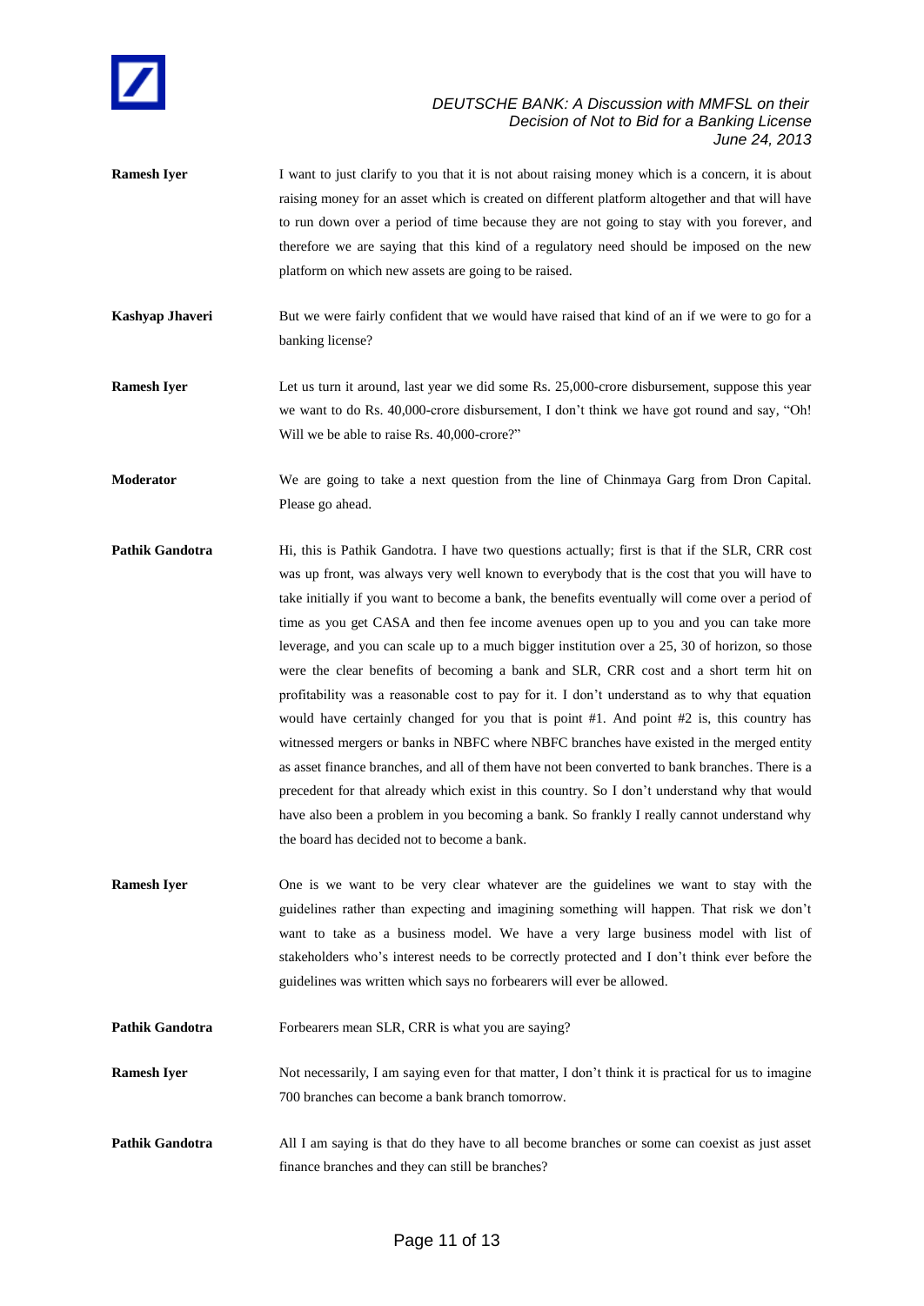**Ramesh Iyer** I want to just clarify to you that it is not about raising money which is a concern, it is about raising money for an asset which is created on different platform altogether and that will have to run down over a period of time because they are not going to stay with you forever, and therefore we are saying that this kind of a regulatory need should be imposed on the new platform on which new assets are going to be raised.

**Kashyap Jhaveri** But we were fairly confident that we would have raised that kind of an if we were to go for a banking license?

**Ramesh Iyer** Let us turn it around, last year we did some Rs. 25,000-crore disbursement, suppose this year we want to do Rs. 40,000-crore disbursement, I don't think we have got round and say, "Oh! Will we be able to raise Rs. 40,000-crore?"

**Moderator** We are going to take a next question from the line of Chinmaya Garg from Dron Capital. Please go ahead.

**Pathik Gandotra** Hi, this is Pathik Gandotra. I have two questions actually; first is that if the SLR, CRR cost was up front, was always very well known to everybody that is the cost that you will have to take initially if you want to become a bank, the benefits eventually will come over a period of time as you get CASA and then fee income avenues open up to you and you can take more leverage, and you can scale up to a much bigger institution over a 25, 30 of horizon, so those were the clear benefits of becoming a bank and SLR, CRR cost and a short term hit on profitability was a reasonable cost to pay for it. I don't understand as to why that equation would have certainly changed for you that is point #1. And point #2 is, this country has witnessed mergers or banks in NBFC where NBFC branches have existed in the merged entity as asset finance branches, and all of them have not been converted to bank branches. There is a precedent for that already which exist in this country. So I don't understand why that would have also been a problem in you becoming a bank. So frankly I really cannot understand why the board has decided not to become a bank.

**Ramesh Iyer** One is we want to be very clear whatever are the guidelines we want to stay with the guidelines rather than expecting and imagining something will happen. That risk we don't want to take as a business model. We have a very large business model with list of stakeholders who's interest needs to be correctly protected and I don't think ever before the guidelines was written which says no forbearers will ever be allowed.

**Pathik Gandotra** Forbearers mean SLR, CRR is what you are saying?

**Ramesh Iyer** Not necessarily, I am saying even for that matter, I don't think it is practical for us to imagine 700 branches can become a bank branch tomorrow.

**Pathik Gandotra** All I am saying is that do they have to all become branches or some can coexist as just asset finance branches and they can still be branches?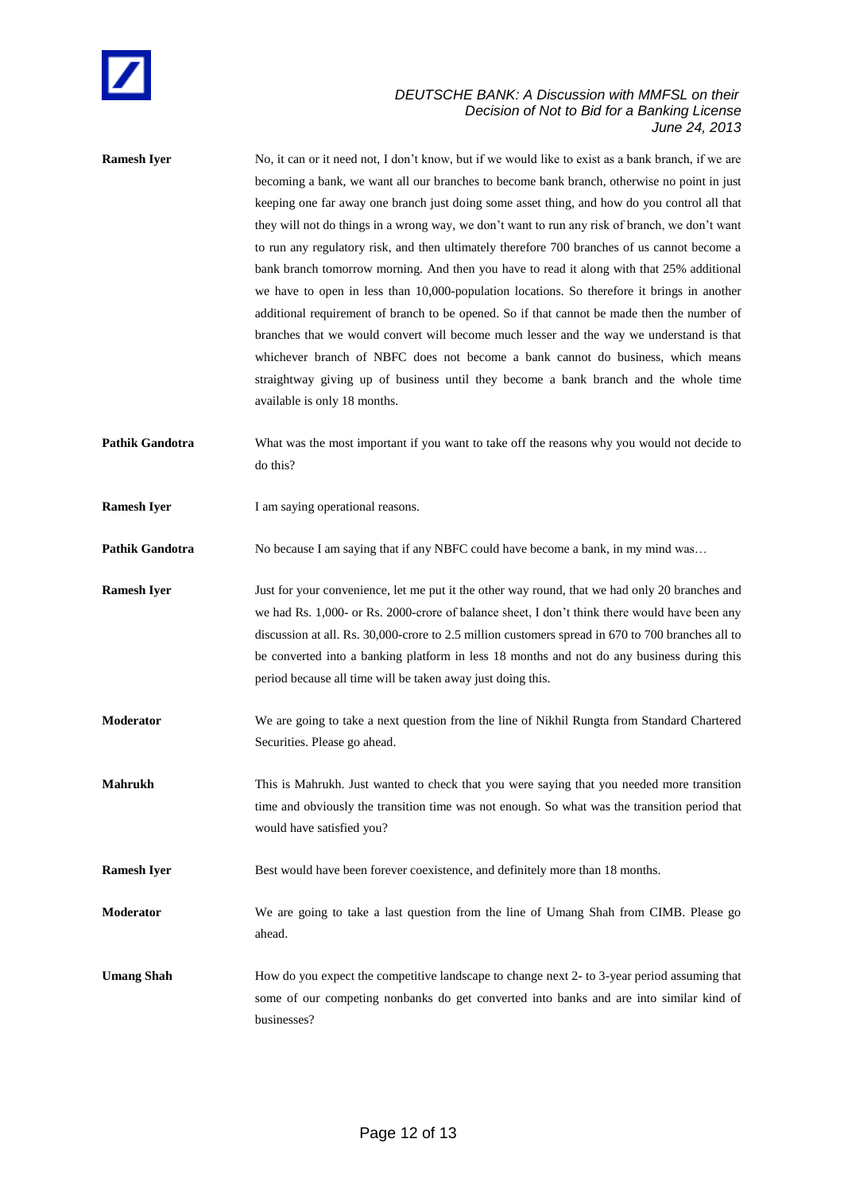**Ramesh Iyer** No, it can or it need not, I don't know, but if we would like to exist as a bank branch, if we are becoming a bank, we want all our branches to become bank branch, otherwise no point in just keeping one far away one branch just doing some asset thing, and how do you control all that they will not do things in a wrong way, we don't want to run any risk of branch, we don't want to run any regulatory risk, and then ultimately therefore 700 branches of us cannot become a bank branch tomorrow morning. And then you have to read it along with that 25% additional we have to open in less than 10,000-population locations. So therefore it brings in another additional requirement of branch to be opened. So if that cannot be made then the number of branches that we would convert will become much lesser and the way we understand is that whichever branch of NBFC does not become a bank cannot do business, which means straightway giving up of business until they become a bank branch and the whole time available is only 18 months.

**Pathik Gandotra** What was the most important if you want to take off the reasons why you would not decide to do this?

**Ramesh Iyer** I am saying operational reasons.

**Pathik Gandotra** No because I am saying that if any NBFC could have become a bank, in my mind was…

**Ramesh Iyer** Just for your convenience, let me put it the other way round, that we had only 20 branches and we had Rs. 1,000- or Rs. 2000-crore of balance sheet, I don't think there would have been any discussion at all. Rs. 30,000-crore to 2.5 million customers spread in 670 to 700 branches all to be converted into a banking platform in less 18 months and not do any business during this period because all time will be taken away just doing this.

**Moderator** We are going to take a next question from the line of Nikhil Rungta from Standard Chartered Securities. Please go ahead.

**Mahrukh** This is Mahrukh. Just wanted to check that you were saying that you needed more transition time and obviously the transition time was not enough. So what was the transition period that would have satisfied you?

**Ramesh Iyer** Best would have been forever coexistence, and definitely more than 18 months.

**Moderator** We are going to take a last question from the line of Umang Shah from CIMB. Please go ahead.

**Umang Shah** How do you expect the competitive landscape to change next 2- to 3-year period assuming that some of our competing nonbanks do get converted into banks and are into similar kind of businesses?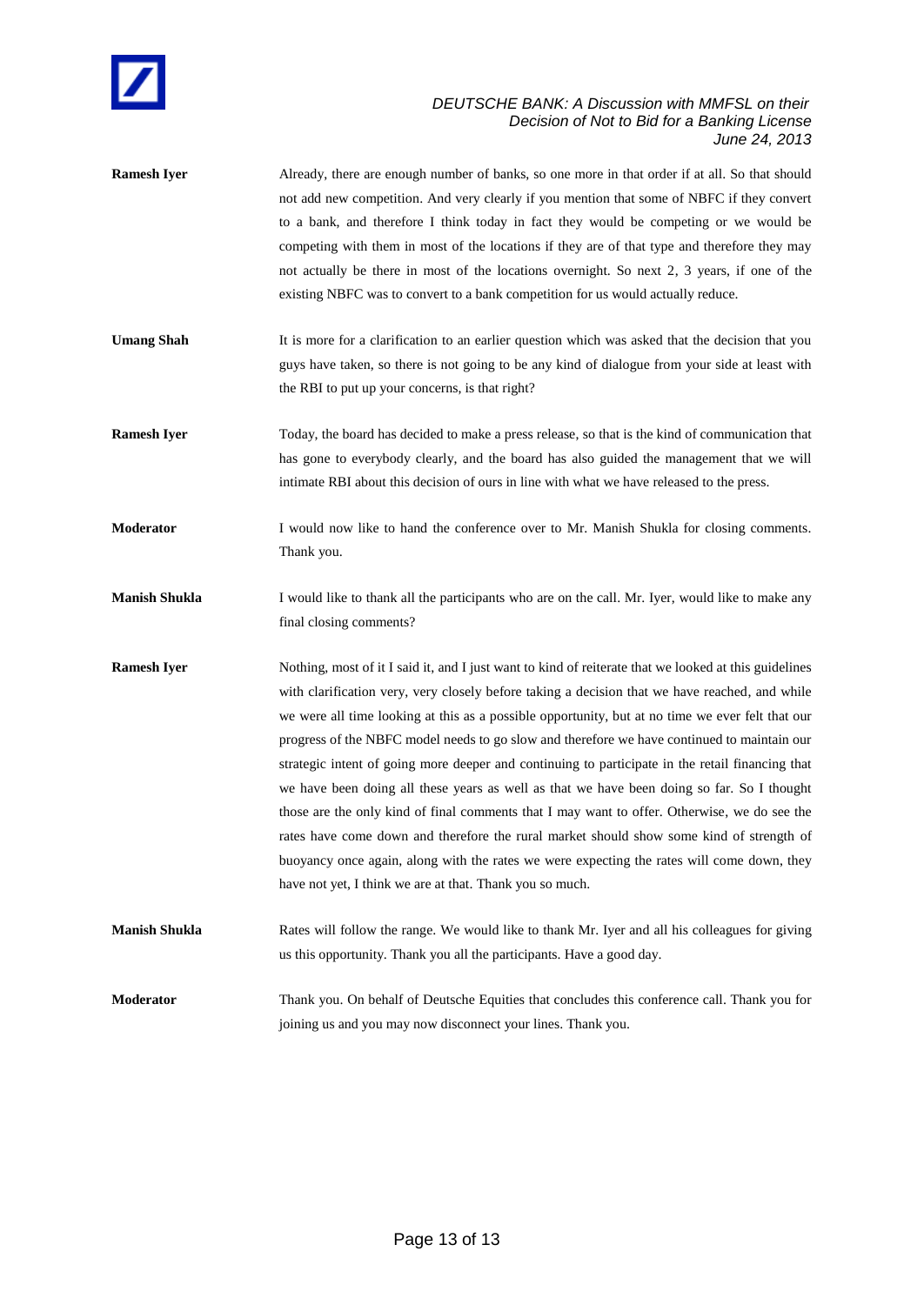**Ramesh Iyer** Already, there are enough number of banks, so one more in that order if at all. So that should not add new competition. And very clearly if you mention that some of NBFC if they convert to a bank, and therefore I think today in fact they would be competing or we would be competing with them in most of the locations if they are of that type and therefore they may not actually be there in most of the locations overnight. So next 2, 3 years, if one of the existing NBFC was to convert to a bank competition for us would actually reduce.

**Umang Shah** It is more for a clarification to an earlier question which was asked that the decision that you guys have taken, so there is not going to be any kind of dialogue from your side at least with the RBI to put up your concerns, is that right?

**Ramesh Iyer** Today, the board has decided to make a press release, so that is the kind of communication that has gone to everybody clearly, and the board has also guided the management that we will intimate RBI about this decision of ours in line with what we have released to the press.

**Moderator** I would now like to hand the conference over to Mr. Manish Shukla for closing comments. Thank you.

**Manish Shukla** I would like to thank all the participants who are on the call. Mr. Iyer, would like to make any final closing comments?

**Ramesh Iyer** Nothing, most of it I said it, and I just want to kind of reiterate that we looked at this guidelines with clarification very, very closely before taking a decision that we have reached, and while we were all time looking at this as a possible opportunity, but at no time we ever felt that our progress of the NBFC model needs to go slow and therefore we have continued to maintain our strategic intent of going more deeper and continuing to participate in the retail financing that we have been doing all these years as well as that we have been doing so far. So I thought those are the only kind of final comments that I may want to offer. Otherwise, we do see the rates have come down and therefore the rural market should show some kind of strength of buoyancy once again, along with the rates we were expecting the rates will come down, they have not yet, I think we are at that. Thank you so much.

**Manish Shukla** Rates will follow the range. We would like to thank Mr. Iyer and all his colleagues for giving us this opportunity. Thank you all the participants. Have a good day.

**Moderator** Thank you. On behalf of Deutsche Equities that concludes this conference call. Thank you for joining us and you may now disconnect your lines. Thank you.